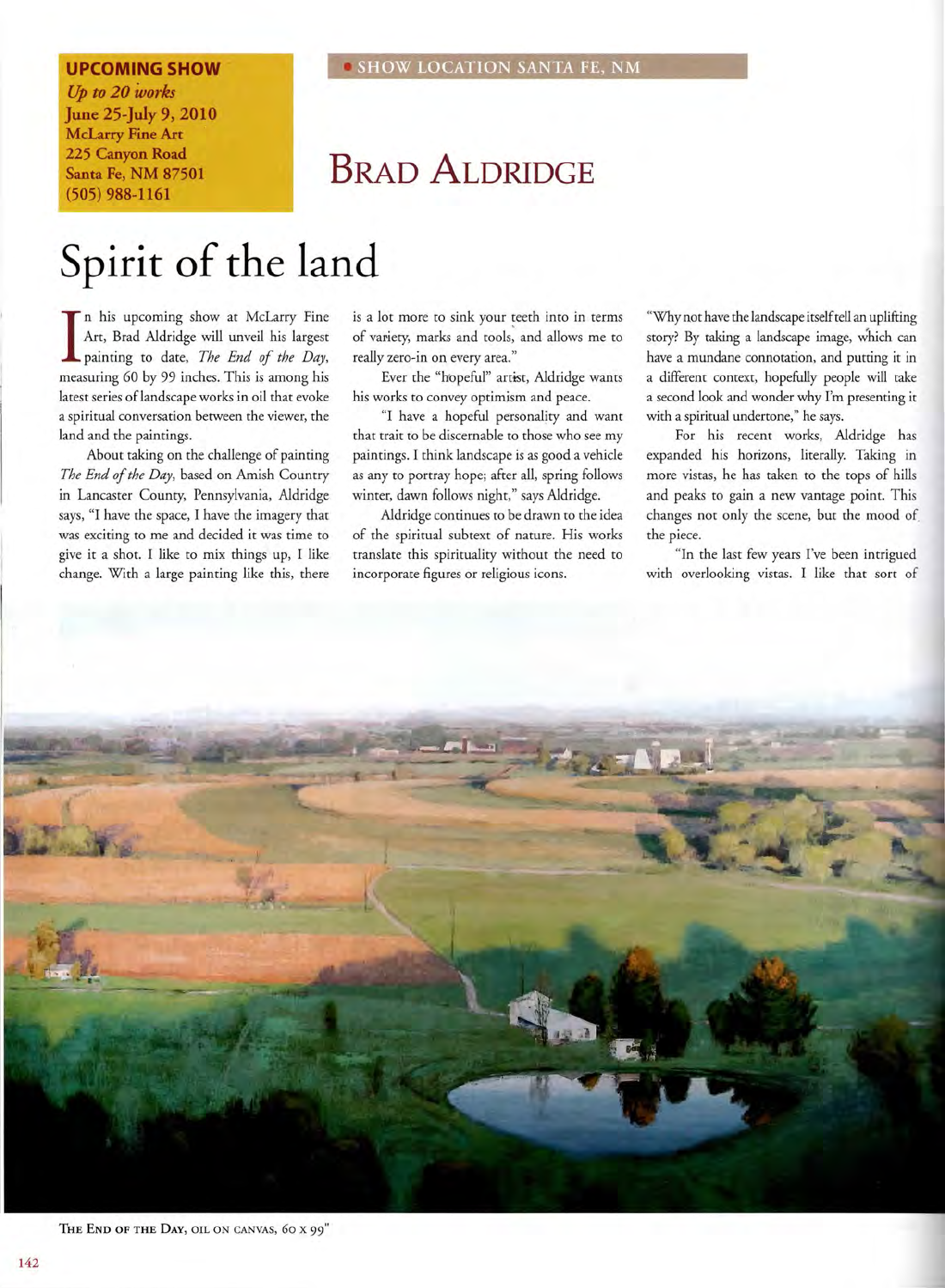**UPCOMING SHOW**
*Up to 20 works*
June 25-July 9, 2010
McLarry Fine Art
225 Canyon Road
Santa Fe, NM 87501
(505) 988-1161

SHOW LOCATION SANTA FE, NM

## Brad Aldridge

# Spirit of the land

In his upcoming show at McLarry Fine Art, Brad Aldridge will unveil his largest painting to date, *The End of the Day*, measuring 60 by 99 inches. This is among his latest series of landscape works in oil that evoke a spiritual conversation between the viewer, the land and the paintings.

About taking on the challenge of painting *The End of the Day*, based on Amish Country in Lancaster County, Pennsylvania, Aldridge says, "I have the space, I have the imagery that was exciting to me and decided it was time to give it a shot. I like to mix things up, I like change. With a large painting like this, there is a lot more to sink your teeth into in terms of variety, marks and tools, and allows me to really zero-in on every area."

Ever the "hopeful" artist, Aldridge wants his works to convey optimism and peace.

"I have a hopeful personality and want that trait to be discernable to those who see my paintings. I think landscape is as good a vehicle as any to portray hope; after all, spring follows winter, dawn follows night," says Aldridge.

Aldridge continues to be drawn to the idea of the spiritual subtext of nature. His works translate this spirituality without the need to incorporate figures or religious icons.

"Why not have the landscape itself tell an uplifting story? By taking a landscape image, which can have a mundane connotation, and putting it in a different context, hopefully people will take a second look and wonder why I'm presenting it with a spiritual undertone," he says.

For his recent works, Aldridge has expanded his horizons, literally. Taking in more vistas, he has taken to the tops of hills and peaks to gain a new vantage point. This changes not only the scene, but the mood of the piece.

"In the last few years I've been intrigued with overlooking vistas. I like that sort of

THE END OF THE DAY, OIL ON CANVAS, 60 X 99"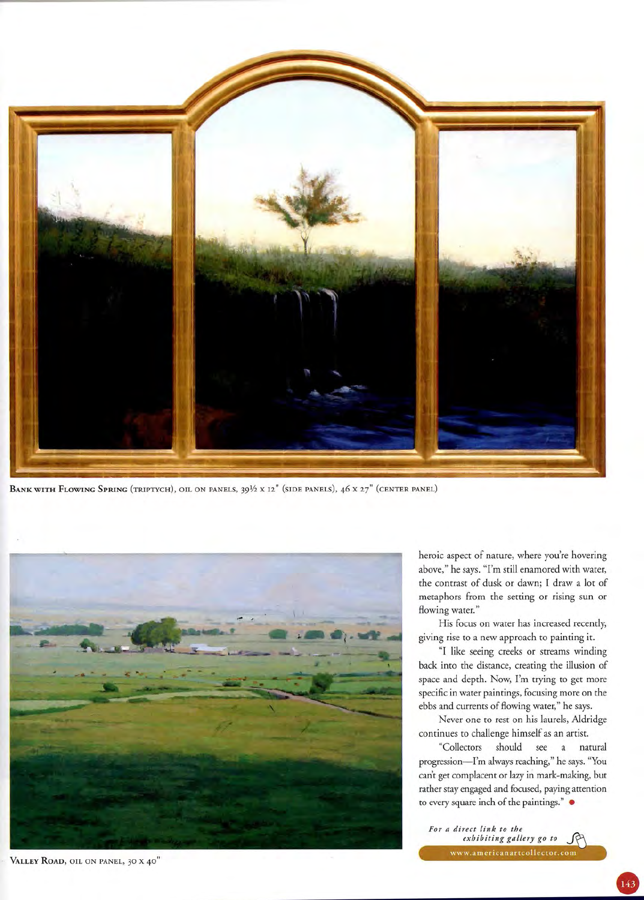**Bank with Flowing Spring** (triptych), oil on panels, 39½ x 12" (side panels), 46 x 27" (center panel)

heroic aspect of nature, where you're hovering above," he says. "I'm still enamored with water, the contrast of dusk or dawn; I draw a lot of metaphors from the setting or rising sun or flowing water."

His focus on water has increased recently, giving rise to a new approach to painting it.

"I like seeing creeks or streams winding back into the distance, creating the illusion of space and depth. Now, I'm trying to get more specific in water paintings, focusing more on the ebbs and currents of flowing water," he says.

Never one to rest on his laurels, Aldridge continues to challenge himself as an artist.

"Collectors should see a natural progression—I'm always reaching," he says. "You can't get complacent or lazy in mark-making, but rather stay engaged and focused, paying attention to every square inch of the paintings." ●

*For a direct link to the exhibiting gallery go to*

www.americanartcollector.com

**Valley Road**, oil on panel, 30 x 40"